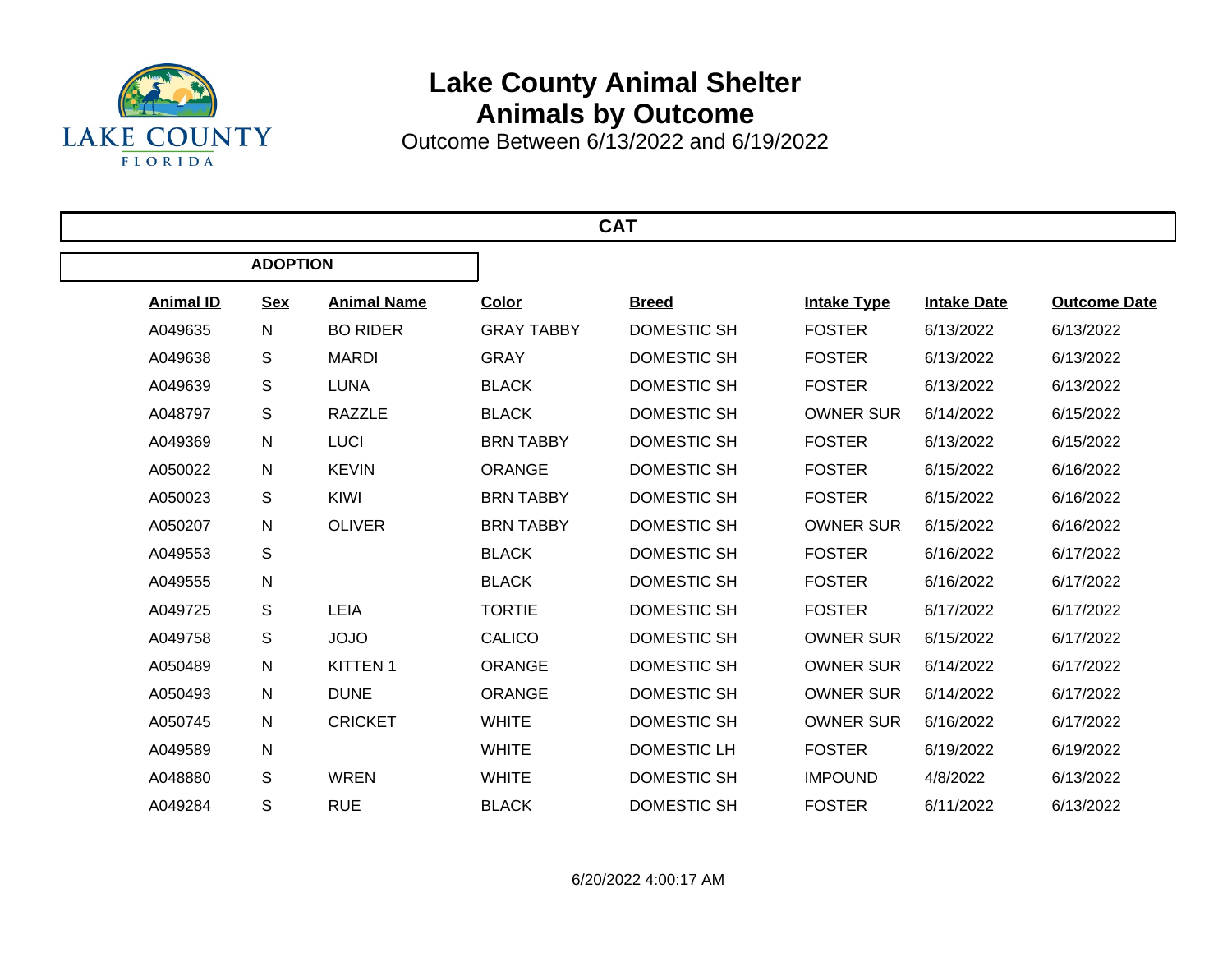# Lake County Animal Shelter

## Animals by Outcome

Outcome Between 6/13/2022 and 6/19/2022

### CAT

#### ADOPTION

| Animal ID | Sex | Animal Name | Color | Breed | Intake Type | Intake Date | Outcome Date |
|---|---|---|---|---|---|---|---|
| A049635 | N | BO RIDER | GRAY TABBY | DOMESTIC SH | FOSTER | 6/13/2022 | 6/13/2022 |
| A049638 | S | MARDI | GRAY | DOMESTIC SH | FOSTER | 6/13/2022 | 6/13/2022 |
| A049639 | S | LUNA | BLACK | DOMESTIC SH | FOSTER | 6/13/2022 | 6/13/2022 |
| A048797 | S | RAZZLE | BLACK | DOMESTIC SH | OWNER SUR | 6/14/2022 | 6/15/2022 |
| A049369 | N | LUCI | BRN TABBY | DOMESTIC SH | FOSTER | 6/13/2022 | 6/15/2022 |
| A050022 | N | KEVIN | ORANGE | DOMESTIC SH | FOSTER | 6/15/2022 | 6/16/2022 |
| A050023 | S | KIWI | BRN TABBY | DOMESTIC SH | FOSTER | 6/15/2022 | 6/16/2022 |
| A050207 | N | OLIVER | BRN TABBY | DOMESTIC SH | OWNER SUR | 6/15/2022 | 6/16/2022 |
| A049553 | S | | BLACK | DOMESTIC SH | FOSTER | 6/16/2022 | 6/17/2022 |
| A049555 | N | | BLACK | DOMESTIC SH | FOSTER | 6/16/2022 | 6/17/2022 |
| A049725 | S | LEIA | TORTIE | DOMESTIC SH | FOSTER | 6/17/2022 | 6/17/2022 |
| A049758 | S | JOJO | CALICO | DOMESTIC SH | OWNER SUR | 6/15/2022 | 6/17/2022 |
| A050489 | N | KITTEN 1 | ORANGE | DOMESTIC SH | OWNER SUR | 6/14/2022 | 6/17/2022 |
| A050493 | N | DUNE | ORANGE | DOMESTIC SH | OWNER SUR | 6/14/2022 | 6/17/2022 |
| A050745 | N | CRICKET | WHITE | DOMESTIC SH | OWNER SUR | 6/16/2022 | 6/17/2022 |
| A049589 | N | | WHITE | DOMESTIC LH | FOSTER | 6/19/2022 | 6/19/2022 |
| A048880 | S | WREN | WHITE | DOMESTIC SH | IMPOUND | 4/8/2022 | 6/13/2022 |
| A049284 | S | RUE | BLACK | DOMESTIC SH | FOSTER | 6/11/2022 | 6/13/2022 |

6/20/2022 4:00:17 AM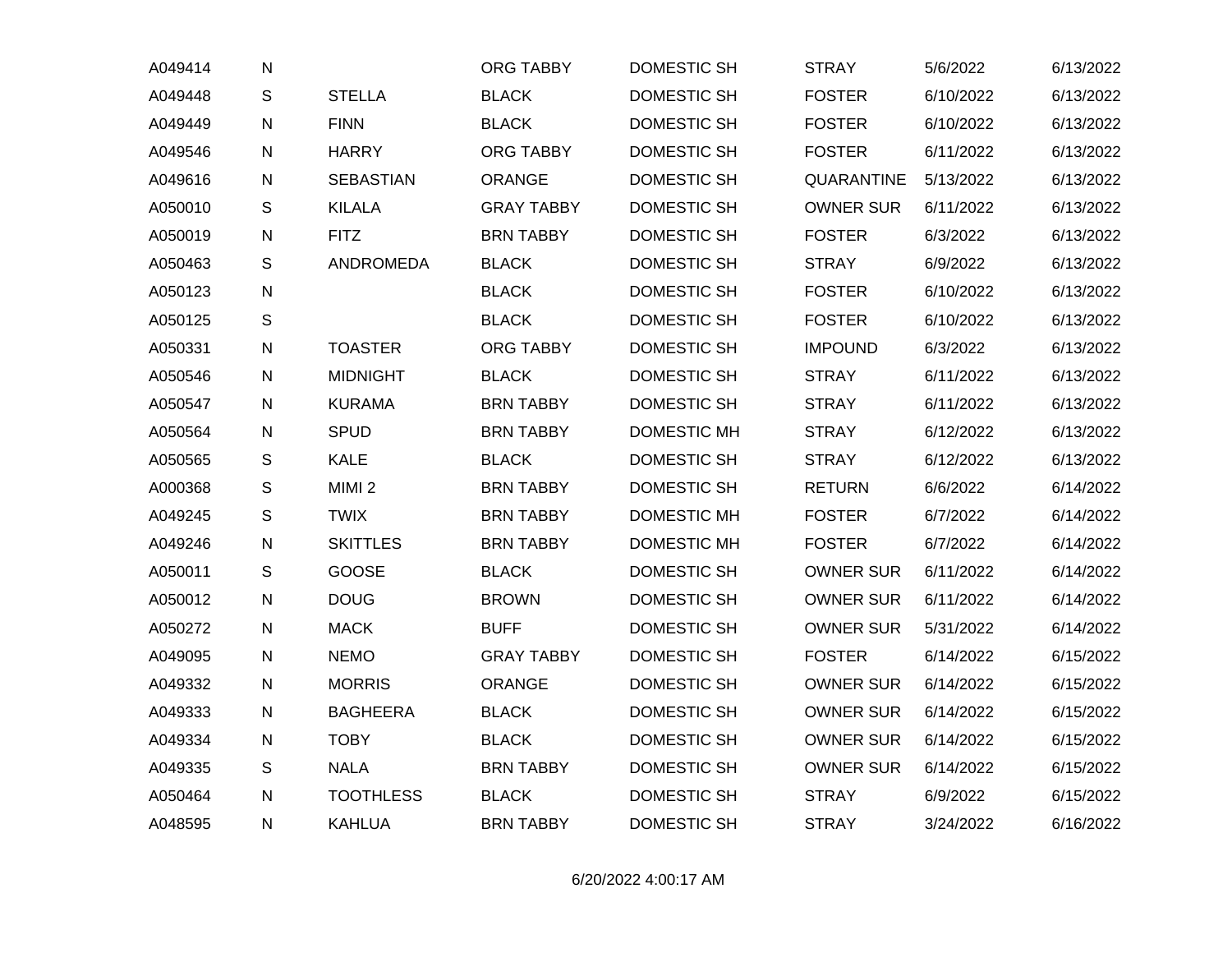| | | | | | | | |
|---|---|---|---|---|---|---|---|
| A049414 | N | | ORG TABBY | DOMESTIC SH | STRAY | 5/6/2022 | 6/13/2022 |
| A049448 | S | STELLA | BLACK | DOMESTIC SH | FOSTER | 6/10/2022 | 6/13/2022 |
| A049449 | N | FINN | BLACK | DOMESTIC SH | FOSTER | 6/10/2022 | 6/13/2022 |
| A049546 | N | HARRY | ORG TABBY | DOMESTIC SH | FOSTER | 6/11/2022 | 6/13/2022 |
| A049616 | N | SEBASTIAN | ORANGE | DOMESTIC SH | QUARANTINE | 5/13/2022 | 6/13/2022 |
| A050010 | S | KILALA | GRAY TABBY | DOMESTIC SH | OWNER SUR | 6/11/2022 | 6/13/2022 |
| A050019 | N | FITZ | BRN TABBY | DOMESTIC SH | FOSTER | 6/3/2022 | 6/13/2022 |
| A050463 | S | ANDROMEDA | BLACK | DOMESTIC SH | STRAY | 6/9/2022 | 6/13/2022 |
| A050123 | N | | BLACK | DOMESTIC SH | FOSTER | 6/10/2022 | 6/13/2022 |
| A050125 | S | | BLACK | DOMESTIC SH | FOSTER | 6/10/2022 | 6/13/2022 |
| A050331 | N | TOASTER | ORG TABBY | DOMESTIC SH | IMPOUND | 6/3/2022 | 6/13/2022 |
| A050546 | N | MIDNIGHT | BLACK | DOMESTIC SH | STRAY | 6/11/2022 | 6/13/2022 |
| A050547 | N | KURAMA | BRN TABBY | DOMESTIC SH | STRAY | 6/11/2022 | 6/13/2022 |
| A050564 | N | SPUD | BRN TABBY | DOMESTIC MH | STRAY | 6/12/2022 | 6/13/2022 |
| A050565 | S | KALE | BLACK | DOMESTIC SH | STRAY | 6/12/2022 | 6/13/2022 |
| A000368 | S | MIMI 2 | BRN TABBY | DOMESTIC SH | RETURN | 6/6/2022 | 6/14/2022 |
| A049245 | S | TWIX | BRN TABBY | DOMESTIC MH | FOSTER | 6/7/2022 | 6/14/2022 |
| A049246 | N | SKITTLES | BRN TABBY | DOMESTIC MH | FOSTER | 6/7/2022 | 6/14/2022 |
| A050011 | S | GOOSE | BLACK | DOMESTIC SH | OWNER SUR | 6/11/2022 | 6/14/2022 |
| A050012 | N | DOUG | BROWN | DOMESTIC SH | OWNER SUR | 6/11/2022 | 6/14/2022 |
| A050272 | N | MACK | BUFF | DOMESTIC SH | OWNER SUR | 5/31/2022 | 6/14/2022 |
| A049095 | N | NEMO | GRAY TABBY | DOMESTIC SH | FOSTER | 6/14/2022 | 6/15/2022 |
| A049332 | N | MORRIS | ORANGE | DOMESTIC SH | OWNER SUR | 6/14/2022 | 6/15/2022 |
| A049333 | N | BAGHEERA | BLACK | DOMESTIC SH | OWNER SUR | 6/14/2022 | 6/15/2022 |
| A049334 | N | TOBY | BLACK | DOMESTIC SH | OWNER SUR | 6/14/2022 | 6/15/2022 |
| A049335 | S | NALA | BRN TABBY | DOMESTIC SH | OWNER SUR | 6/14/2022 | 6/15/2022 |
| A050464 | N | TOOTHLESS | BLACK | DOMESTIC SH | STRAY | 6/9/2022 | 6/15/2022 |
| A048595 | N | KAHLUA | BRN TABBY | DOMESTIC SH | STRAY | 3/24/2022 | 6/16/2022 |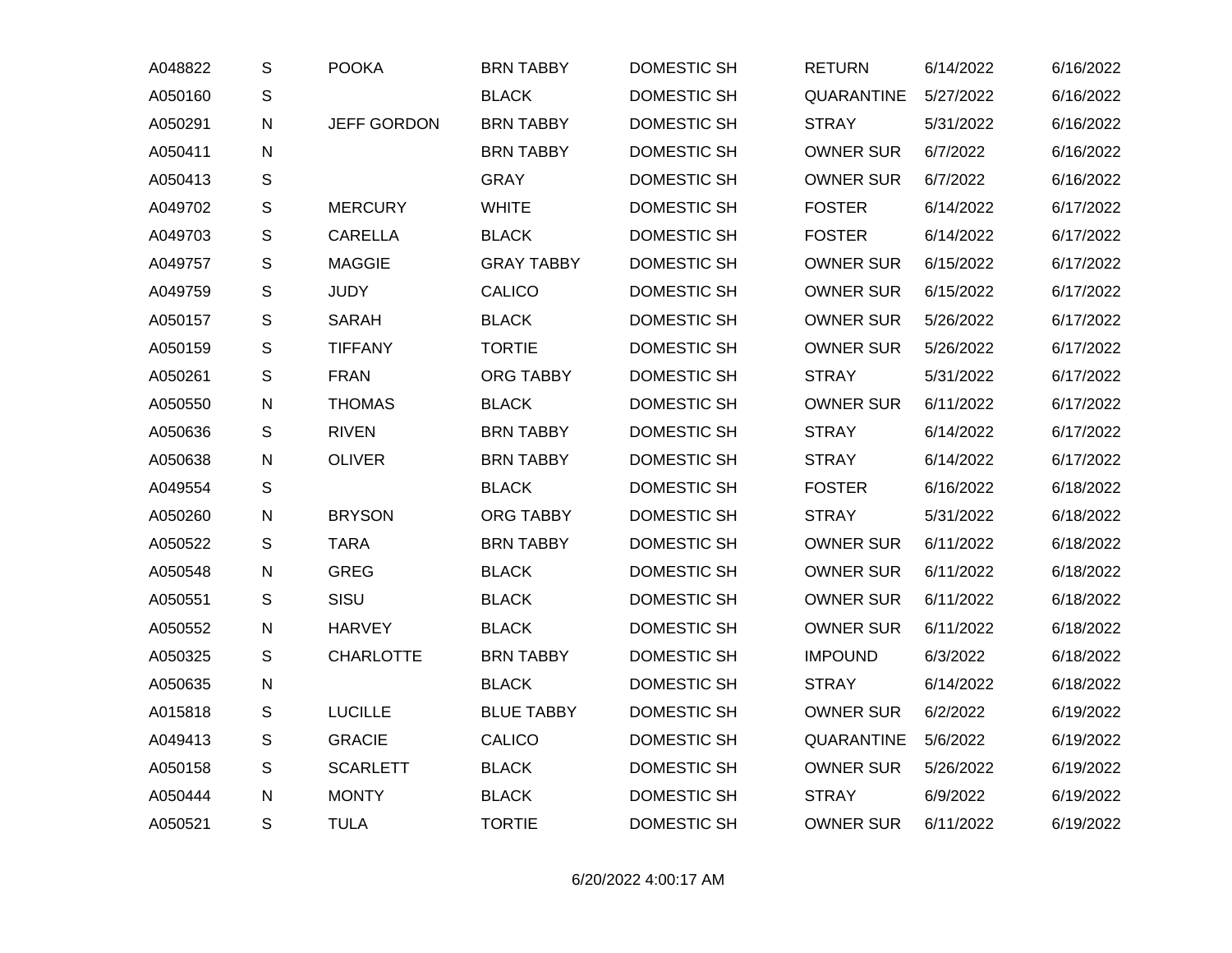| | | | | | | | |
|---|---|---|---|---|---|---|---|
| A048822 | S | POOKA | BRN TABBY | DOMESTIC SH | RETURN | 6/14/2022 | 6/16/2022 |
| A050160 | S | | BLACK | DOMESTIC SH | QUARANTINE | 5/27/2022 | 6/16/2022 |
| A050291 | N | JEFF GORDON | BRN TABBY | DOMESTIC SH | STRAY | 5/31/2022 | 6/16/2022 |
| A050411 | N | | BRN TABBY | DOMESTIC SH | OWNER SUR | 6/7/2022 | 6/16/2022 |
| A050413 | S | | GRAY | DOMESTIC SH | OWNER SUR | 6/7/2022 | 6/16/2022 |
| A049702 | S | MERCURY | WHITE | DOMESTIC SH | FOSTER | 6/14/2022 | 6/17/2022 |
| A049703 | S | CARELLA | BLACK | DOMESTIC SH | FOSTER | 6/14/2022 | 6/17/2022 |
| A049757 | S | MAGGIE | GRAY TABBY | DOMESTIC SH | OWNER SUR | 6/15/2022 | 6/17/2022 |
| A049759 | S | JUDY | CALICO | DOMESTIC SH | OWNER SUR | 6/15/2022 | 6/17/2022 |
| A050157 | S | SARAH | BLACK | DOMESTIC SH | OWNER SUR | 5/26/2022 | 6/17/2022 |
| A050159 | S | TIFFANY | TORTIE | DOMESTIC SH | OWNER SUR | 5/26/2022 | 6/17/2022 |
| A050261 | S | FRAN | ORG TABBY | DOMESTIC SH | STRAY | 5/31/2022 | 6/17/2022 |
| A050550 | N | THOMAS | BLACK | DOMESTIC SH | OWNER SUR | 6/11/2022 | 6/17/2022 |
| A050636 | S | RIVEN | BRN TABBY | DOMESTIC SH | STRAY | 6/14/2022 | 6/17/2022 |
| A050638 | N | OLIVER | BRN TABBY | DOMESTIC SH | STRAY | 6/14/2022 | 6/17/2022 |
| A049554 | S | | BLACK | DOMESTIC SH | FOSTER | 6/16/2022 | 6/18/2022 |
| A050260 | N | BRYSON | ORG TABBY | DOMESTIC SH | STRAY | 5/31/2022 | 6/18/2022 |
| A050522 | S | TARA | BRN TABBY | DOMESTIC SH | OWNER SUR | 6/11/2022 | 6/18/2022 |
| A050548 | N | GREG | BLACK | DOMESTIC SH | OWNER SUR | 6/11/2022 | 6/18/2022 |
| A050551 | S | SISU | BLACK | DOMESTIC SH | OWNER SUR | 6/11/2022 | 6/18/2022 |
| A050552 | N | HARVEY | BLACK | DOMESTIC SH | OWNER SUR | 6/11/2022 | 6/18/2022 |
| A050325 | S | CHARLOTTE | BRN TABBY | DOMESTIC SH | IMPOUND | 6/3/2022 | 6/18/2022 |
| A050635 | N | | BLACK | DOMESTIC SH | STRAY | 6/14/2022 | 6/18/2022 |
| A015818 | S | LUCILLE | BLUE TABBY | DOMESTIC SH | OWNER SUR | 6/2/2022 | 6/19/2022 |
| A049413 | S | GRACIE | CALICO | DOMESTIC SH | QUARANTINE | 5/6/2022 | 6/19/2022 |
| A050158 | S | SCARLETT | BLACK | DOMESTIC SH | OWNER SUR | 5/26/2022 | 6/19/2022 |
| A050444 | N | MONTY | BLACK | DOMESTIC SH | STRAY | 6/9/2022 | 6/19/2022 |
| A050521 | S | TULA | TORTIE | DOMESTIC SH | OWNER SUR | 6/11/2022 | 6/19/2022 |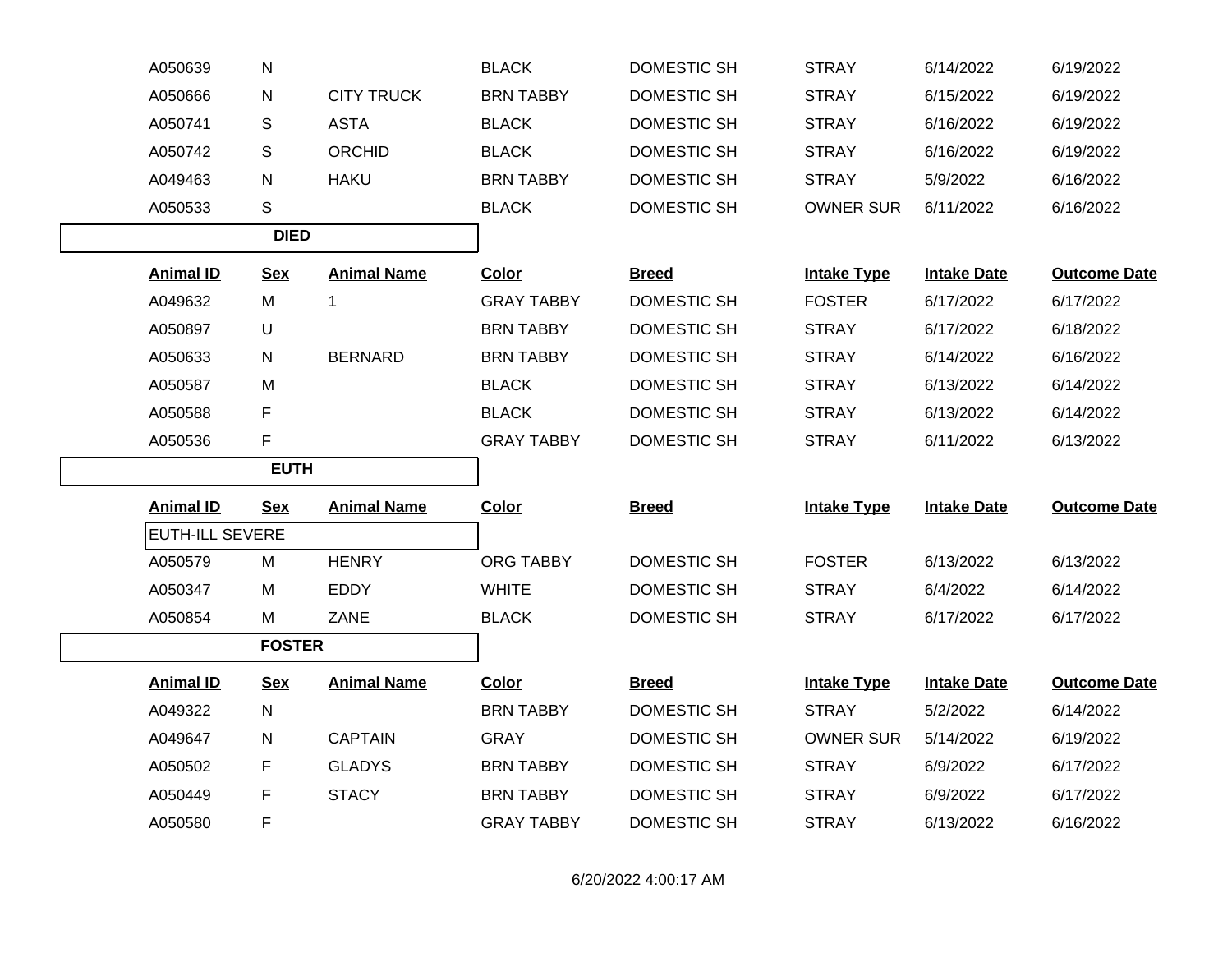| Animal ID | Sex | Animal Name | Color | Breed | Intake Type | Intake Date | Outcome Date |
|---|---|---|---|---|---|---|---|
| A050639 | N | | BLACK | DOMESTIC SH | STRAY | 6/14/2022 | 6/19/2022 |
| A050666 | N | CITY TRUCK | BRN TABBY | DOMESTIC SH | STRAY | 6/15/2022 | 6/19/2022 |
| A050741 | S | ASTA | BLACK | DOMESTIC SH | STRAY | 6/16/2022 | 6/19/2022 |
| A050742 | S | ORCHID | BLACK | DOMESTIC SH | STRAY | 6/16/2022 | 6/19/2022 |
| A049463 | N | HAKU | BRN TABBY | DOMESTIC SH | STRAY | 5/9/2022 | 6/16/2022 |
| A050533 | S | | BLACK | DOMESTIC SH | OWNER SUR | 6/11/2022 | 6/16/2022 |

**DIED**

| Animal ID | Sex | Animal Name | Color | Breed | Intake Type | Intake Date | Outcome Date |
|---|---|---|---|---|---|---|---|
| A049632 | M | 1 | GRAY TABBY | DOMESTIC SH | FOSTER | 6/17/2022 | 6/17/2022 |
| A050897 | U | | BRN TABBY | DOMESTIC SH | STRAY | 6/17/2022 | 6/18/2022 |
| A050633 | N | BERNARD | BRN TABBY | DOMESTIC SH | STRAY | 6/14/2022 | 6/16/2022 |
| A050587 | M | | BLACK | DOMESTIC SH | STRAY | 6/13/2022 | 6/14/2022 |
| A050588 | F | | BLACK | DOMESTIC SH | STRAY | 6/13/2022 | 6/14/2022 |
| A050536 | F | | GRAY TABBY | DOMESTIC SH | STRAY | 6/11/2022 | 6/13/2022 |

**EUTH**

| Animal ID | Sex | Animal Name | Color | Breed | Intake Type | Intake Date | Outcome Date |
|---|---|---|---|---|---|---|---|
| EUTH-ILL SEVERE | | | | | | | |
| A050579 | M | HENRY | ORG TABBY | DOMESTIC SH | FOSTER | 6/13/2022 | 6/13/2022 |
| A050347 | M | EDDY | WHITE | DOMESTIC SH | STRAY | 6/4/2022 | 6/14/2022 |
| A050854 | M | ZANE | BLACK | DOMESTIC SH | STRAY | 6/17/2022 | 6/17/2022 |

**FOSTER**

| Animal ID | Sex | Animal Name | Color | Breed | Intake Type | Intake Date | Outcome Date |
|---|---|---|---|---|---|---|---|
| A049322 | N | | BRN TABBY | DOMESTIC SH | STRAY | 5/2/2022 | 6/14/2022 |
| A049647 | N | CAPTAIN | GRAY | DOMESTIC SH | OWNER SUR | 5/14/2022 | 6/19/2022 |
| A050502 | F | GLADYS | BRN TABBY | DOMESTIC SH | STRAY | 6/9/2022 | 6/17/2022 |
| A050449 | F | STACY | BRN TABBY | DOMESTIC SH | STRAY | 6/9/2022 | 6/17/2022 |
| A050580 | F | | GRAY TABBY | DOMESTIC SH | STRAY | 6/13/2022 | 6/16/2022 |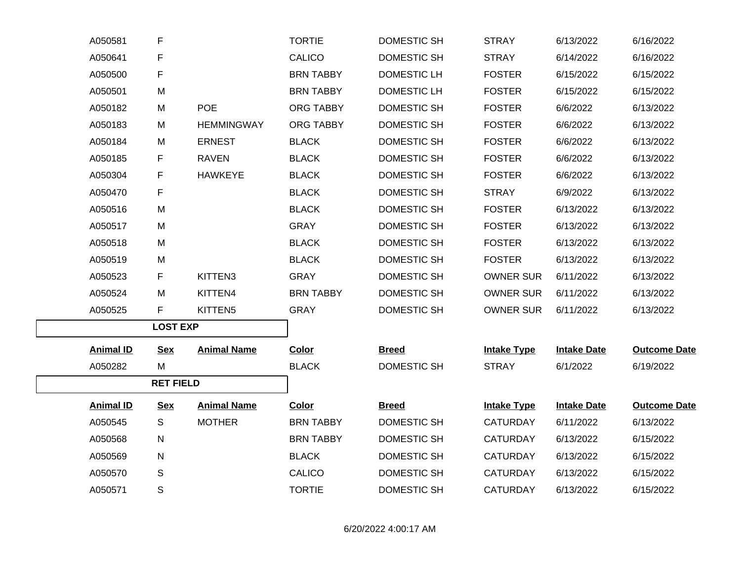| Animal ID | Sex | Animal Name | Color | Breed | Intake Type | Intake Date | Outcome Date |
|---|---|---|---|---|---|---|---|
| A050581 | F | | TORTIE | DOMESTIC SH | STRAY | 6/13/2022 | 6/16/2022 |
| A050641 | F | | CALICO | DOMESTIC SH | STRAY | 6/14/2022 | 6/16/2022 |
| A050500 | F | | BRN TABBY | DOMESTIC LH | FOSTER | 6/15/2022 | 6/15/2022 |
| A050501 | M | | BRN TABBY | DOMESTIC LH | FOSTER | 6/15/2022 | 6/15/2022 |
| A050182 | M | POE | ORG TABBY | DOMESTIC SH | FOSTER | 6/6/2022 | 6/13/2022 |
| A050183 | M | HEMMINGWAY | ORG TABBY | DOMESTIC SH | FOSTER | 6/6/2022 | 6/13/2022 |
| A050184 | M | ERNEST | BLACK | DOMESTIC SH | FOSTER | 6/6/2022 | 6/13/2022 |
| A050185 | F | RAVEN | BLACK | DOMESTIC SH | FOSTER | 6/6/2022 | 6/13/2022 |
| A050304 | F | HAWKEYE | BLACK | DOMESTIC SH | FOSTER | 6/6/2022 | 6/13/2022 |
| A050470 | F | | BLACK | DOMESTIC SH | STRAY | 6/9/2022 | 6/13/2022 |
| A050516 | M | | BLACK | DOMESTIC SH | FOSTER | 6/13/2022 | 6/13/2022 |
| A050517 | M | | GRAY | DOMESTIC SH | FOSTER | 6/13/2022 | 6/13/2022 |
| A050518 | M | | BLACK | DOMESTIC SH | FOSTER | 6/13/2022 | 6/13/2022 |
| A050519 | M | | BLACK | DOMESTIC SH | FOSTER | 6/13/2022 | 6/13/2022 |
| A050523 | F | KITTEN3 | GRAY | DOMESTIC SH | OWNER SUR | 6/11/2022 | 6/13/2022 |
| A050524 | M | KITTEN4 | BRN TABBY | DOMESTIC SH | OWNER SUR | 6/11/2022 | 6/13/2022 |
| A050525 | F | KITTEN5 | GRAY | DOMESTIC SH | OWNER SUR | 6/11/2022 | 6/13/2022 |

**LOST EXP**

| Animal ID | Sex | Animal Name | Color | Breed | Intake Type | Intake Date | Outcome Date |
|---|---|---|---|---|---|---|---|
| A050282 | M | | BLACK | DOMESTIC SH | STRAY | 6/1/2022 | 6/19/2022 |

**RET FIELD**

| Animal ID | Sex | Animal Name | Color | Breed | Intake Type | Intake Date | Outcome Date |
|---|---|---|---|---|---|---|---|
| A050545 | S | MOTHER | BRN TABBY | DOMESTIC SH | CATURDAY | 6/11/2022 | 6/13/2022 |
| A050568 | N | | BRN TABBY | DOMESTIC SH | CATURDAY | 6/13/2022 | 6/15/2022 |
| A050569 | N | | BLACK | DOMESTIC SH | CATURDAY | 6/13/2022 | 6/15/2022 |
| A050570 | S | | CALICO | DOMESTIC SH | CATURDAY | 6/13/2022 | 6/15/2022 |
| A050571 | S | | TORTIE | DOMESTIC SH | CATURDAY | 6/13/2022 | 6/15/2022 |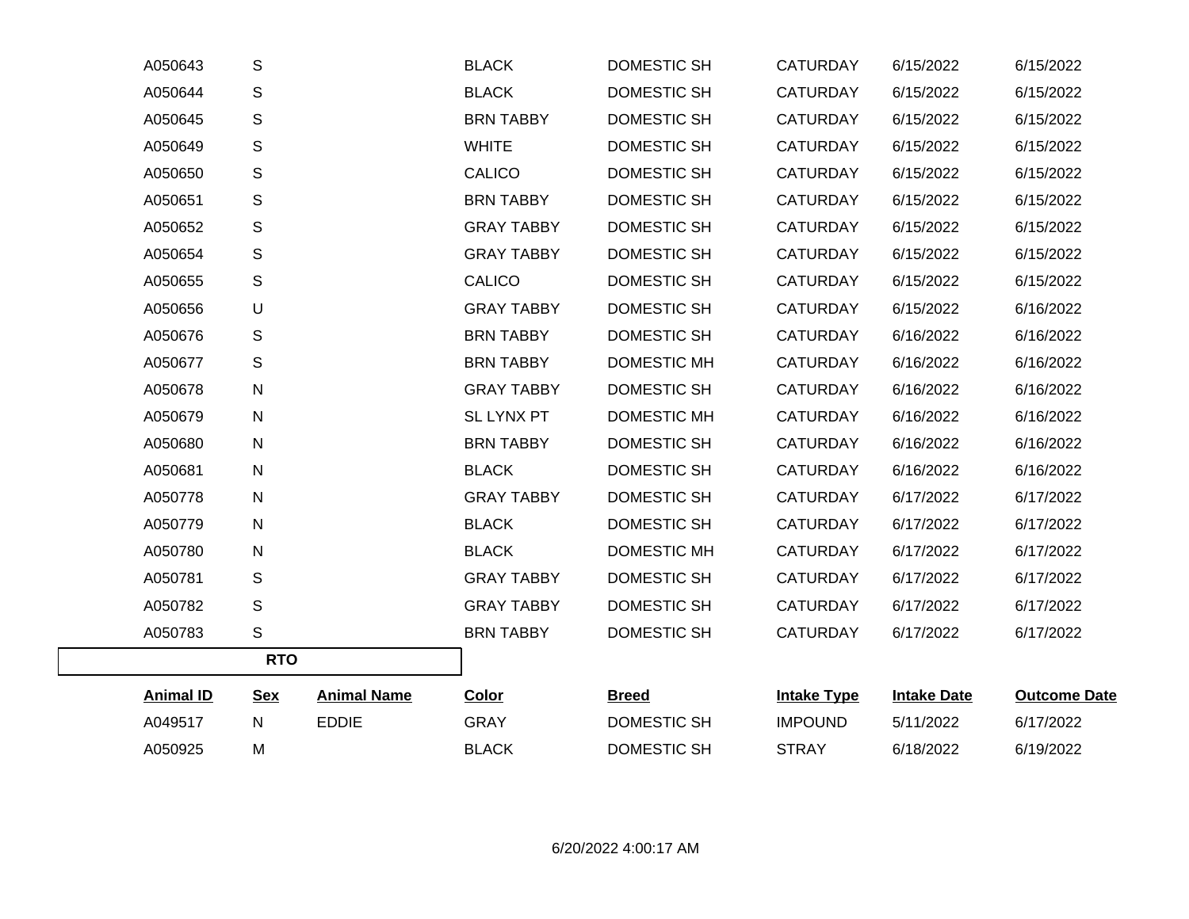| | | | | | | | |
|---|---|---|---|---|---|---|---|
| A050643 | S | | BLACK | DOMESTIC SH | CATURDAY | 6/15/2022 | 6/15/2022 |
| A050644 | S | | BLACK | DOMESTIC SH | CATURDAY | 6/15/2022 | 6/15/2022 |
| A050645 | S | | BRN TABBY | DOMESTIC SH | CATURDAY | 6/15/2022 | 6/15/2022 |
| A050649 | S | | WHITE | DOMESTIC SH | CATURDAY | 6/15/2022 | 6/15/2022 |
| A050650 | S | | CALICO | DOMESTIC SH | CATURDAY | 6/15/2022 | 6/15/2022 |
| A050651 | S | | BRN TABBY | DOMESTIC SH | CATURDAY | 6/15/2022 | 6/15/2022 |
| A050652 | S | | GRAY TABBY | DOMESTIC SH | CATURDAY | 6/15/2022 | 6/15/2022 |
| A050654 | S | | GRAY TABBY | DOMESTIC SH | CATURDAY | 6/15/2022 | 6/15/2022 |
| A050655 | S | | CALICO | DOMESTIC SH | CATURDAY | 6/15/2022 | 6/15/2022 |
| A050656 | U | | GRAY TABBY | DOMESTIC SH | CATURDAY | 6/15/2022 | 6/16/2022 |
| A050676 | S | | BRN TABBY | DOMESTIC SH | CATURDAY | 6/16/2022 | 6/16/2022 |
| A050677 | S | | BRN TABBY | DOMESTIC MH | CATURDAY | 6/16/2022 | 6/16/2022 |
| A050678 | N | | GRAY TABBY | DOMESTIC SH | CATURDAY | 6/16/2022 | 6/16/2022 |
| A050679 | N | | SL LYNX PT | DOMESTIC MH | CATURDAY | 6/16/2022 | 6/16/2022 |
| A050680 | N | | BRN TABBY | DOMESTIC SH | CATURDAY | 6/16/2022 | 6/16/2022 |
| A050681 | N | | BLACK | DOMESTIC SH | CATURDAY | 6/16/2022 | 6/16/2022 |
| A050778 | N | | GRAY TABBY | DOMESTIC SH | CATURDAY | 6/17/2022 | 6/17/2022 |
| A050779 | N | | BLACK | DOMESTIC SH | CATURDAY | 6/17/2022 | 6/17/2022 |
| A050780 | N | | BLACK | DOMESTIC MH | CATURDAY | 6/17/2022 | 6/17/2022 |
| A050781 | S | | GRAY TABBY | DOMESTIC SH | CATURDAY | 6/17/2022 | 6/17/2022 |
| A050782 | S | | GRAY TABBY | DOMESTIC SH | CATURDAY | 6/17/2022 | 6/17/2022 |
| A050783 | S | | BRN TABBY | DOMESTIC SH | CATURDAY | 6/17/2022 | 6/17/2022 |

**RTO**

| Animal ID | Sex | Animal Name | Color | Breed | Intake Type | Intake Date | Outcome Date |
|---|---|---|---|---|---|---|---|
| A049517 | N | EDDIE | GRAY | DOMESTIC SH | IMPOUND | 5/11/2022 | 6/17/2022 |
| A050925 | M | | BLACK | DOMESTIC SH | STRAY | 6/18/2022 | 6/19/2022 |

6/20/2022 4:00:17 AM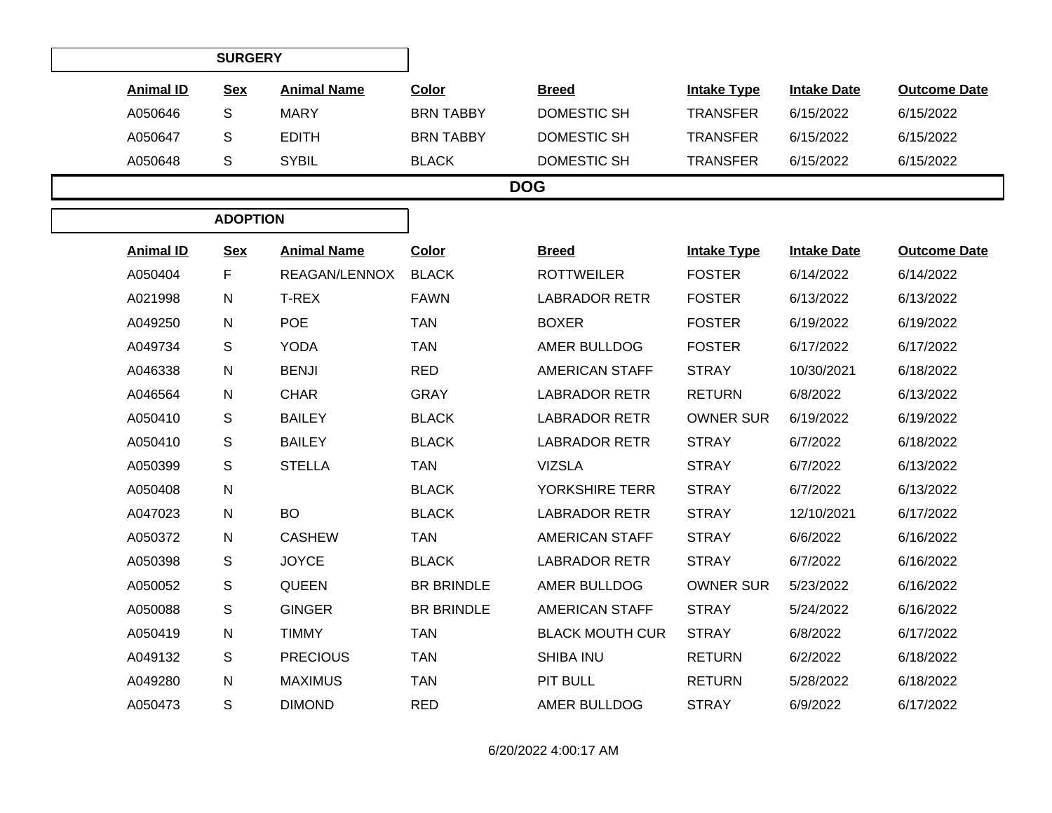### SURGERY

| Animal ID | Sex | Animal Name | Color | Breed | Intake Type | Intake Date | Outcome Date |
|---|---|---|---|---|---|---|---|
| A050646 | S | MARY | BRN TABBY | DOMESTIC SH | TRANSFER | 6/15/2022 | 6/15/2022 |
| A050647 | S | EDITH | BRN TABBY | DOMESTIC SH | TRANSFER | 6/15/2022 | 6/15/2022 |
| A050648 | S | SYBIL | BLACK | DOMESTIC SH | TRANSFER | 6/15/2022 | 6/15/2022 |

## DOG

### ADOPTION

| Animal ID | Sex | Animal Name | Color | Breed | Intake Type | Intake Date | Outcome Date |
|---|---|---|---|---|---|---|---|
| A050404 | F | REAGAN/LENNOX | BLACK | ROTTWEILER | FOSTER | 6/14/2022 | 6/14/2022 |
| A021998 | N | T-REX | FAWN | LABRADOR RETR | FOSTER | 6/13/2022 | 6/13/2022 |
| A049250 | N | POE | TAN | BOXER | FOSTER | 6/19/2022 | 6/19/2022 |
| A049734 | S | YODA | TAN | AMER BULLDOG | FOSTER | 6/17/2022 | 6/17/2022 |
| A046338 | N | BENJI | RED | AMERICAN STAFF | STRAY | 10/30/2021 | 6/18/2022 |
| A046564 | N | CHAR | GRAY | LABRADOR RETR | RETURN | 6/8/2022 | 6/13/2022 |
| A050410 | S | BAILEY | BLACK | LABRADOR RETR | OWNER SUR | 6/19/2022 | 6/19/2022 |
| A050410 | S | BAILEY | BLACK | LABRADOR RETR | STRAY | 6/7/2022 | 6/18/2022 |
| A050399 | S | STELLA | TAN | VIZSLA | STRAY | 6/7/2022 | 6/13/2022 |
| A050408 | N | | BLACK | YORKSHIRE TERR | STRAY | 6/7/2022 | 6/13/2022 |
| A047023 | N | BO | BLACK | LABRADOR RETR | STRAY | 12/10/2021 | 6/17/2022 |
| A050372 | N | CASHEW | TAN | AMERICAN STAFF | STRAY | 6/6/2022 | 6/16/2022 |
| A050398 | S | JOYCE | BLACK | LABRADOR RETR | STRAY | 6/7/2022 | 6/16/2022 |
| A050052 | S | QUEEN | BR BRINDLE | AMER BULLDOG | OWNER SUR | 5/23/2022 | 6/16/2022 |
| A050088 | S | GINGER | BR BRINDLE | AMERICAN STAFF | STRAY | 5/24/2022 | 6/16/2022 |
| A050419 | N | TIMMY | TAN | BLACK MOUTH CUR | STRAY | 6/8/2022 | 6/17/2022 |
| A049132 | S | PRECIOUS | TAN | SHIBA INU | RETURN | 6/2/2022 | 6/18/2022 |
| A049280 | N | MAXIMUS | TAN | PIT BULL | RETURN | 5/28/2022 | 6/18/2022 |
| A050473 | S | DIMOND | RED | AMER BULLDOG | STRAY | 6/9/2022 | 6/17/2022 |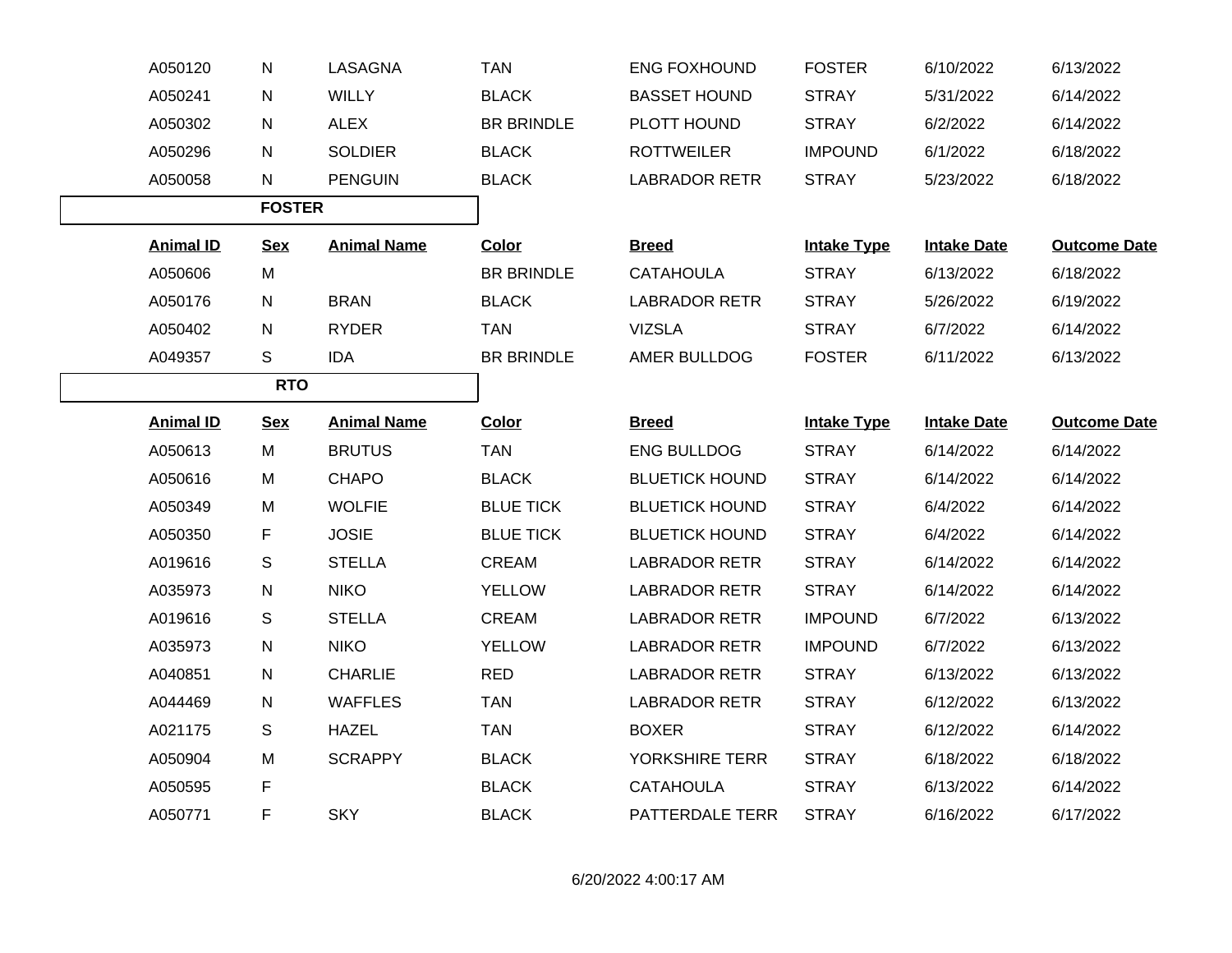| Animal ID | Sex | Animal Name | Color | Breed | Intake Type | Intake Date | Outcome Date |
|---|---|---|---|---|---|---|---|
| A050120 | N | LASAGNA | TAN | ENG FOXHOUND | FOSTER | 6/10/2022 | 6/13/2022 |
| A050241 | N | WILLY | BLACK | BASSET HOUND | STRAY | 5/31/2022 | 6/14/2022 |
| A050302 | N | ALEX | BR BRINDLE | PLOTT HOUND | STRAY | 6/2/2022 | 6/14/2022 |
| A050296 | N | SOLDIER | BLACK | ROTTWEILER | IMPOUND | 6/1/2022 | 6/18/2022 |
| A050058 | N | PENGUIN | BLACK | LABRADOR RETR | STRAY | 5/23/2022 | 6/18/2022 |

## FOSTER

| Animal ID | Sex | Animal Name | Color | Breed | Intake Type | Intake Date | Outcome Date |
|---|---|---|---|---|---|---|---|
| A050606 | M | | BR BRINDLE | CATAHOULA | STRAY | 6/13/2022 | 6/18/2022 |
| A050176 | N | BRAN | BLACK | LABRADOR RETR | STRAY | 5/26/2022 | 6/19/2022 |
| A050402 | N | RYDER | TAN | VIZSLA | STRAY | 6/7/2022 | 6/14/2022 |
| A049357 | S | IDA | BR BRINDLE | AMER BULLDOG | FOSTER | 6/11/2022 | 6/13/2022 |

## RTO

| Animal ID | Sex | Animal Name | Color | Breed | Intake Type | Intake Date | Outcome Date |
|---|---|---|---|---|---|---|---|
| A050613 | M | BRUTUS | TAN | ENG BULLDOG | STRAY | 6/14/2022 | 6/14/2022 |
| A050616 | M | CHAPO | BLACK | BLUETICK HOUND | STRAY | 6/14/2022 | 6/14/2022 |
| A050349 | M | WOLFIE | BLUE TICK | BLUETICK HOUND | STRAY | 6/4/2022 | 6/14/2022 |
| A050350 | F | JOSIE | BLUE TICK | BLUETICK HOUND | STRAY | 6/4/2022 | 6/14/2022 |
| A019616 | S | STELLA | CREAM | LABRADOR RETR | STRAY | 6/14/2022 | 6/14/2022 |
| A035973 | N | NIKO | YELLOW | LABRADOR RETR | STRAY | 6/14/2022 | 6/14/2022 |
| A019616 | S | STELLA | CREAM | LABRADOR RETR | IMPOUND | 6/7/2022 | 6/13/2022 |
| A035973 | N | NIKO | YELLOW | LABRADOR RETR | IMPOUND | 6/7/2022 | 6/13/2022 |
| A040851 | N | CHARLIE | RED | LABRADOR RETR | STRAY | 6/13/2022 | 6/13/2022 |
| A044469 | N | WAFFLES | TAN | LABRADOR RETR | STRAY | 6/12/2022 | 6/13/2022 |
| A021175 | S | HAZEL | TAN | BOXER | STRAY | 6/12/2022 | 6/14/2022 |
| A050904 | M | SCRAPPY | BLACK | YORKSHIRE TERR | STRAY | 6/18/2022 | 6/18/2022 |
| A050595 | F | | BLACK | CATAHOULA | STRAY | 6/13/2022 | 6/14/2022 |
| A050771 | F | SKY | BLACK | PATTERDALE TERR | STRAY | 6/16/2022 | 6/17/2022 |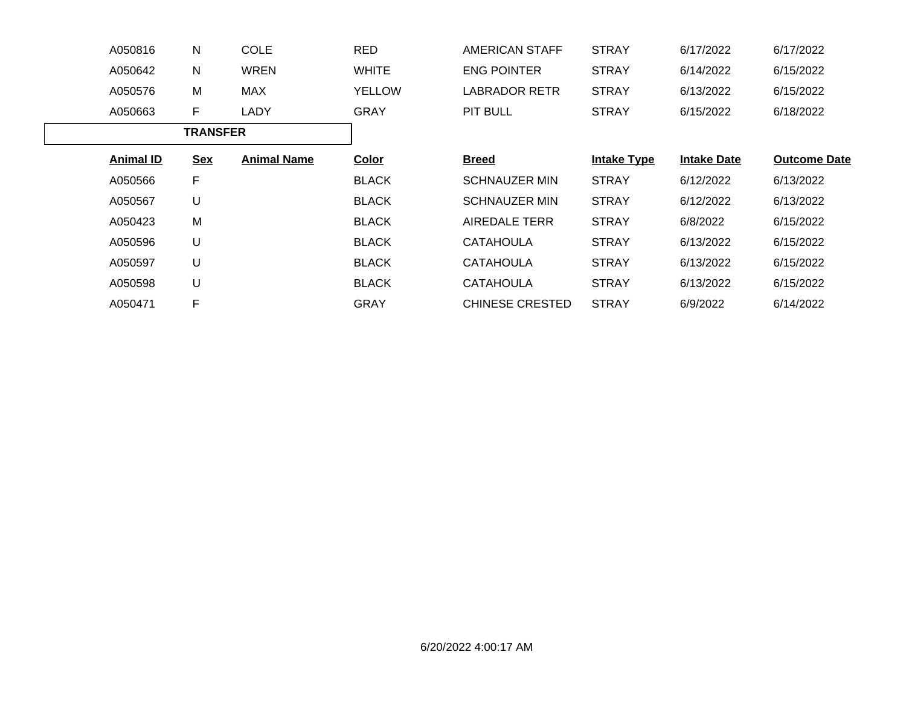| | | | | | | | |
|---|---|---|---|---|---|---|---|
| A050816 | N | COLE | RED | AMERICAN STAFF | STRAY | 6/17/2022 | 6/17/2022 |
| A050642 | N | WREN | WHITE | ENG POINTER | STRAY | 6/14/2022 | 6/15/2022 |
| A050576 | M | MAX | YELLOW | LABRADOR RETR | STRAY | 6/13/2022 | 6/15/2022 |
| A050663 | F | LADY | GRAY | PIT BULL | STRAY | 6/15/2022 | 6/18/2022 |

**TRANSFER**

| Animal ID | Sex | Animal Name | Color | Breed | Intake Type | Intake Date | Outcome Date |
|---|---|---|---|---|---|---|---|
| A050566 | F | | BLACK | SCHNAUZER MIN | STRAY | 6/12/2022 | 6/13/2022 |
| A050567 | U | | BLACK | SCHNAUZER MIN | STRAY | 6/12/2022 | 6/13/2022 |
| A050423 | M | | BLACK | AIREDALE TERR | STRAY | 6/8/2022 | 6/15/2022 |
| A050596 | U | | BLACK | CATAHOULA | STRAY | 6/13/2022 | 6/15/2022 |
| A050597 | U | | BLACK | CATAHOULA | STRAY | 6/13/2022 | 6/15/2022 |
| A050598 | U | | BLACK | CATAHOULA | STRAY | 6/13/2022 | 6/15/2022 |
| A050471 | F | | GRAY | CHINESE CRESTED | STRAY | 6/9/2022 | 6/14/2022 |